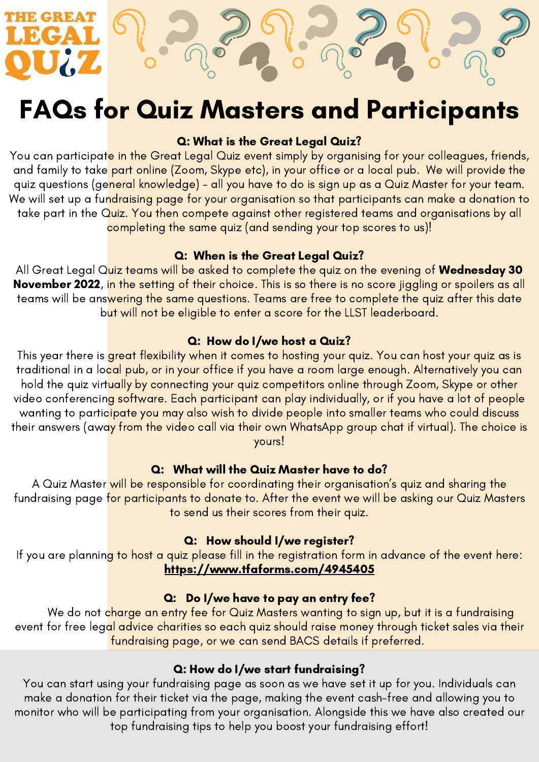# FAQs for Quiz Masters and Participants

### Q: What is the Great Legal Quiz?

You can participate in the Great Legal Quiz event simply by organising for your colleagues, friends, and family to take part online (Zoom, Skype etc), in your office or a local pub. We will provide the quiz questions (general knowledge) - all you have to do is sign up as a Quiz Master for your team. We will set up a fundraising page for your organisation so that participants can make a donation to take part in the Quiz. You then compete against other registered teams and organisations by all completing the same quiz (and sending your top scores to us)!

### Q: When is the Great Legal Quiz?

All Great Legal Quiz teams will be asked to complete the quiz on the evening of **Wednesday 30 November 2022**, in the setting of their choice. This is so there is no score jiggling or spoilers as all teams will be answering the same questions. Teams are free to complete the quiz after this date but will not be eligible to enter a score for the LLST leaderboard.

### Q: How do I/we host a Quiz?

This year there is great flexibility when it comes to hosting your quiz. You can host your quiz as is traditional in a local pub, or in your office if you have a room large enough. Alternatively you can hold the quiz virtually by connecting your quiz competitors online through Zoom, Skype or other video conferencing software. Each participant can play individually, or if you have a lot of people wanting to participate you may also wish to divide people into smaller teams who could discuss their answers (away from the video call via their own WhatsApp group chat if virtual). The choice is yours!

### Q: What will the Quiz Master have to do?

A Quiz Master will be responsible for coordinating their organisation's quiz and sharing the fundraising page for participants to donate to. After the event we will be asking our Quiz Masters to send us their scores from their quiz.

### Q: How should I/we register?

If you are planning to host a quiz please fill in the registration form in advance of the event here: **https://www.tfaforms.com/4945405**

### Q: Do I/we have to pay an entry fee?

We do not charge an entry fee for Quiz Masters wanting to sign up, but it is a fundraising event for free legal advice charities so each quiz should raise money through ticket sales via their fundraising page, or we can send BACS details if preferred.

### Q: How do I/we start fundraising?

You can start using your fundraising page as soon as we have set it up for you. Individuals can make a donation for their ticket via the page, making the event cash-free and allowing you to monitor who will be participating from your organisation. Alongside this we have also created our top fundraising tips to help you boost your fundraising effort!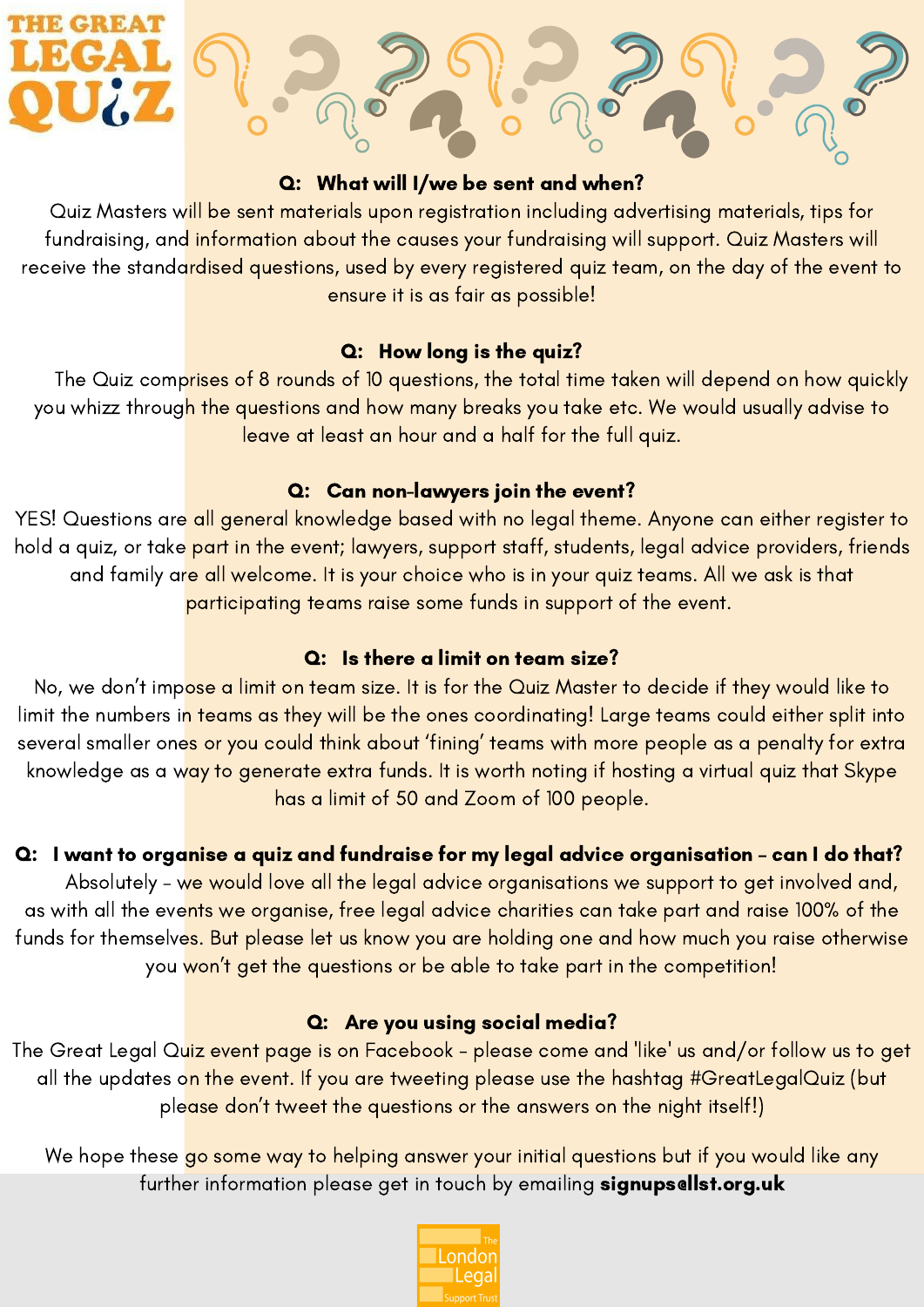THE GREAT LEGAL QUIZ

### Q: What will I/we be sent and when?

Quiz Masters will be sent materials upon registration including advertising materials, tips for fundraising, and information about the causes your fundraising will support. Quiz Masters will receive the standardised questions, used by every registered quiz team, on the day of the event to ensure it is as fair as possible!

### Q: How long is the quiz?

The Quiz comprises of 8 rounds of 10 questions, the total time taken will depend on how quickly you whizz through the questions and how many breaks you take etc. We would usually advise to leave at least an hour and a half for the full quiz.

### Q: Can non-lawyers join the event?

YES! Questions are all general knowledge based with no legal theme. Anyone can either register to hold a quiz, or take part in the event; lawyers, support staff, students, legal advice providers, friends and family are all welcome. It is your choice who is in your quiz teams. All we ask is that participating teams raise some funds in support of the event.

### Q: Is there a limit on team size?

No, we don't impose a limit on team size. It is for the Quiz Master to decide if they would like to limit the numbers in teams as they will be the ones coordinating! Large teams could either split into several smaller ones or you could think about 'fining' teams with more people as a penalty for extra knowledge as a way to generate extra funds. It is worth noting if hosting a virtual quiz that Skype has a limit of 50 and Zoom of 100 people.

### Q: I want to organise a quiz and fundraise for my legal advice organisation - can I do that?

Absolutely - we would love all the legal advice organisations we support to get involved and, as with all the events we organise, free legal advice charities can take part and raise 100% of the funds for themselves. But please let us know you are holding one and how much you raise otherwise you won't get the questions or be able to take part in the competition!

### Q: Are you using social media?

The Great Legal Quiz event page is on Facebook - please come and 'like' us and/or follow us to get all the updates on the event. If you are tweeting please use the hashtag #GreatLegalQuiz (but please don't tweet the questions or the answers on the night itself!)

We hope these go some way to helping answer your initial questions but if you would like any further information please get in touch by emailing **signups@llst.org.uk**

The London Legal Support Trust